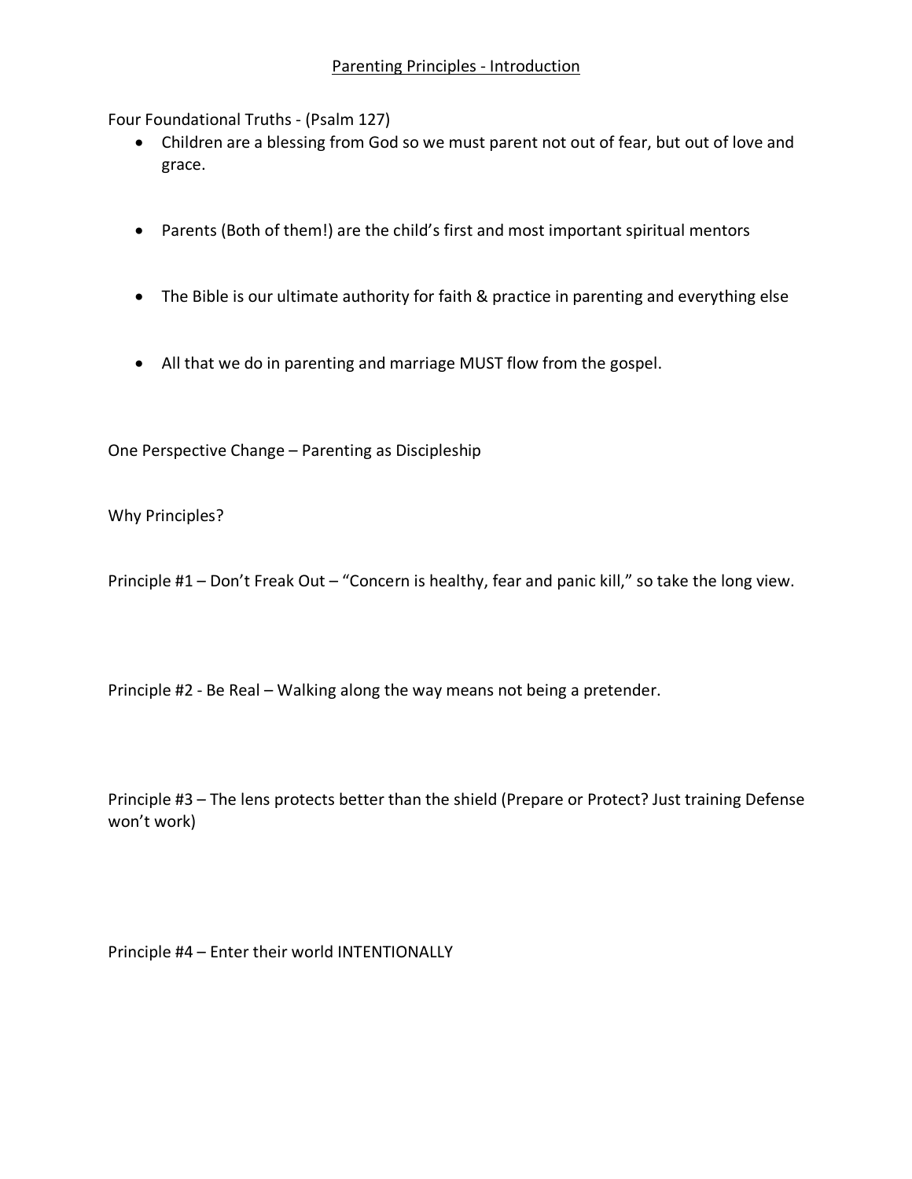# Parenting Principles - Introduction

Four Foundational Truths - (Psalm 127)

- Children are a blessing from God so we must parent not out of fear, but out of love and grace.
- Parents (Both of them!) are the child's first and most important spiritual mentors
- The Bible is our ultimate authority for faith & practice in parenting and everything else
- All that we do in parenting and marriage MUST flow from the gospel.

One Perspective Change – Parenting as Discipleship

Why Principles?

Principle #1 – Don't Freak Out – "Concern is healthy, fear and panic kill," so take the long view.

Principle #2 - Be Real – Walking along the way means not being a pretender.

Principle #3 – The lens protects better than the shield (Prepare or Protect? Just training Defense won't work)

Principle #4 – Enter their world INTENTIONALLY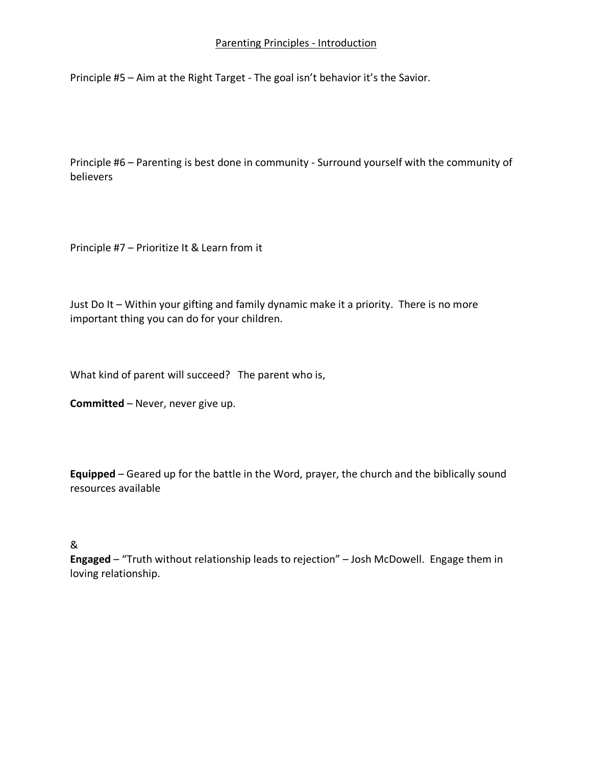# Parenting Principles - Introduction

Principle #5 – Aim at the Right Target - The goal isn't behavior it's the Savior.

Principle #6 – Parenting is best done in community - Surround yourself with the community of believers

Principle #7 – Prioritize It & Learn from it

Just Do It – Within your gifting and family dynamic make it a priority. There is no more important thing you can do for your children.

What kind of parent will succeed? The parent who is,

**Committed** – Never, never give up.

**Equipped** – Geared up for the battle in the Word, prayer, the church and the biblically sound resources available

&

**Engaged** – "Truth without relationship leads to rejection" – Josh McDowell. Engage them in loving relationship.